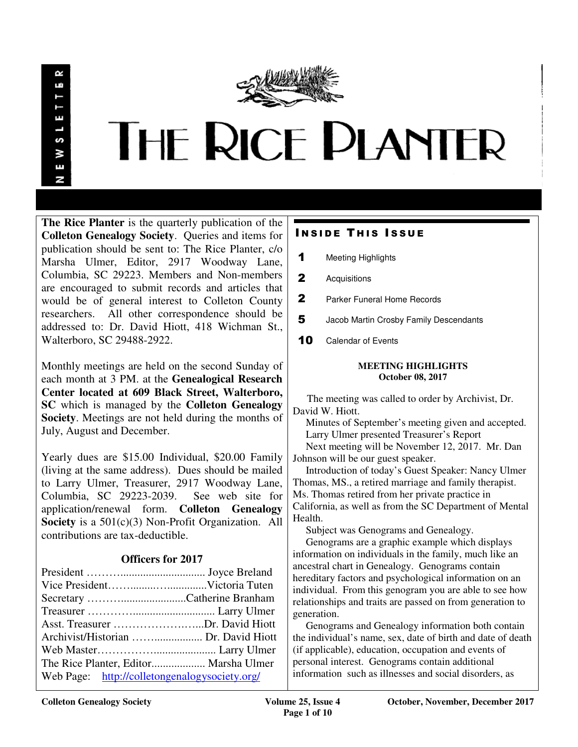# THE RICE PLANTER

NEWSLETTER

**The Rice Planter** is the quarterly publication of the **Colleton Genealogy Society**. Queries and items for publication should be sent to: The Rice Planter, c/o Marsha Ulmer, Editor, 2917 Woodway Lane, Columbia, SC 29223. Members and Non-members are encouraged to submit records and articles that would be of general interest to Colleton County researchers. All other correspondence should be addressed to: Dr. David Hiott, 418 Wichman St., Walterboro, SC 29488-2922.

Monthly meetings are held on the second Sunday of each month at 3 PM. at the **Genealogical Research Center located at 609 Black Street, Walterboro, SC** which is managed by the **Colleton Genealogy Society**. Meetings are not held during the months of July, August and December.

Yearly dues are $15.00 Individual, $20.00 Family (living at the same address). Dues should be mailed to Larry Ulmer, Treasurer, 2917 Woodway Lane, Columbia, SC 29223-2039. See web site for application/renewal form. **Colleton Genealogy Society** is a 501(c)(3) Non-Profit Organization. All contributions are tax-deductible.

### Officers for 2017

President ……….............................. Joyce Breland
Vice President…….......….............Victoria Tuten
Secretary ……….......................Catherine Branham
Treasurer …………............................ Larry Ulmer
Asst. Treasurer ……………………...Dr. David Hiott
Archivist/Historian ……................. Dr. David Hiott
Web Master…………….................... Larry Ulmer
The Rice Planter, Editor.................. Marsha Ulmer
Web Page: http://colletongenalogysociety.org/

## INSIDE THIS ISSUE

- **1** Meeting Highlights
- **2** Acquisitions
- **2** Parker Funeral Home Records
- **5** Jacob Martin Crosby Family Descendants
- **10** Calendar of Events

### MEETING HIGHLIGHTS
**October 08, 2017**

The meeting was called to order by Archivist, Dr. David W. Hiott.

Minutes of September's meeting given and accepted.

Larry Ulmer presented Treasurer's Report

Next meeting will be November 12, 2017. Mr. Dan Johnson will be our guest speaker.

Introduction of today's Guest Speaker: Nancy Ulmer Thomas, MS., a retired marriage and family therapist. Ms. Thomas retired from her private practice in California, as well as from the SC Department of Mental Health.

Subject was Genograms and Genealogy.

Genograms are a graphic example which displays information on individuals in the family, much like an ancestral chart in Genealogy. Genograms contain hereditary factors and psychological information on an individual. From this genogram you are able to see how relationships and traits are passed on from generation to generation.

Genograms and Genealogy information both contain the individual's name, sex, date of birth and date of death (if applicable), education, occupation and events of personal interest. Genograms contain additional information such as illnesses and social disorders, as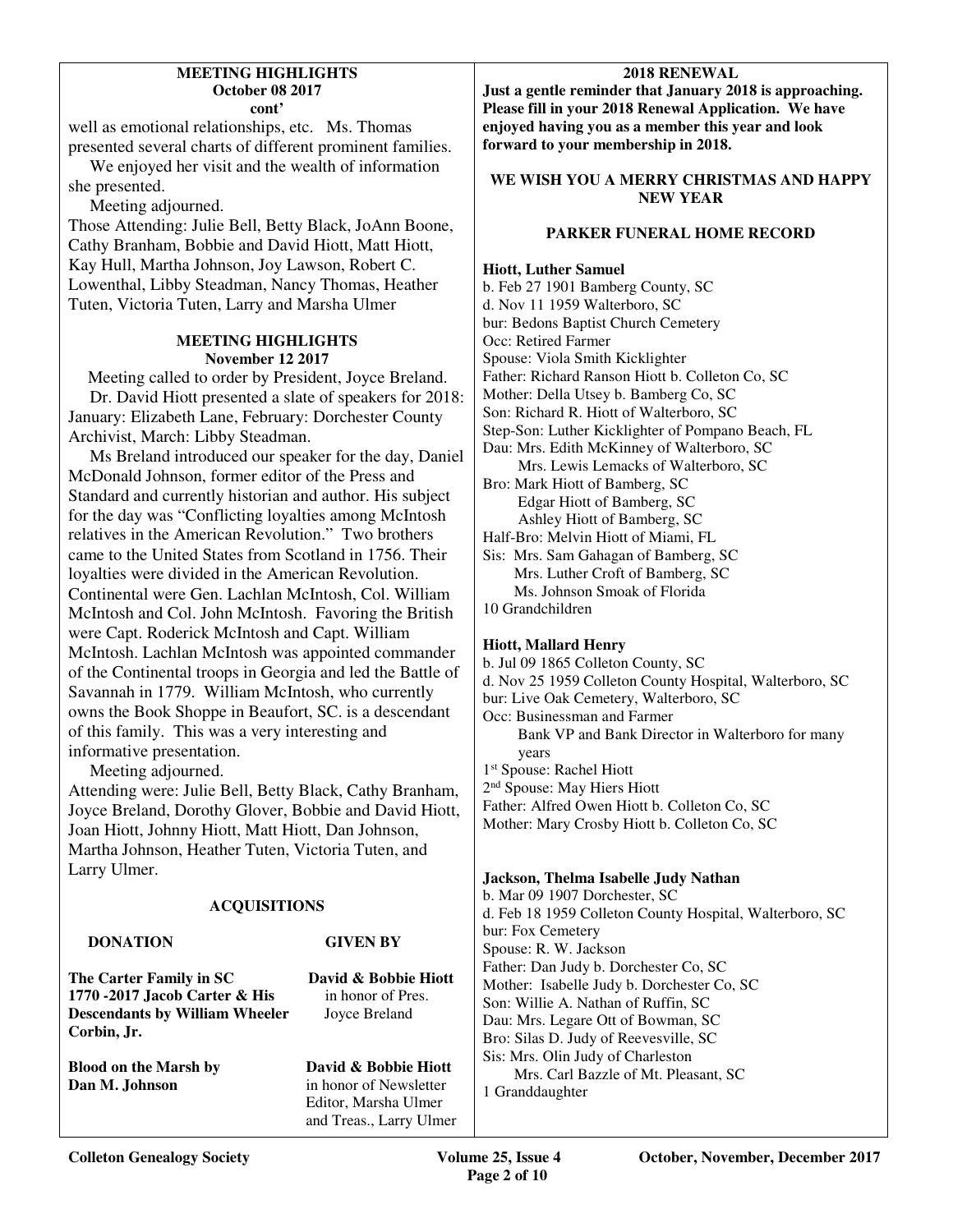**MEETING HIGHLIGHTS**
**October 08 2017**
**cont'**

well as emotional relationships, etc. Ms. Thomas presented several charts of different prominent families.

We enjoyed her visit and the wealth of information she presented.

Meeting adjourned.

Those Attending: Julie Bell, Betty Black, JoAnn Boone, Cathy Branham, Bobbie and David Hiott, Matt Hiott, Kay Hull, Martha Johnson, Joy Lawson, Robert C. Lowenthal, Libby Steadman, Nancy Thomas, Heather Tuten, Victoria Tuten, Larry and Marsha Ulmer

**MEETING HIGHLIGHTS**
**November 12 2017**

Meeting called to order by President, Joyce Breland.

Dr. David Hiott presented a slate of speakers for 2018: January: Elizabeth Lane, February: Dorchester County Archivist, March: Libby Steadman.

Ms Breland introduced our speaker for the day, Daniel McDonald Johnson, former editor of the Press and Standard and currently historian and author. His subject for the day was "Conflicting loyalties among McIntosh relatives in the American Revolution." Two brothers came to the United States from Scotland in 1756. Their loyalties were divided in the American Revolution. Continental were Gen. Lachlan McIntosh, Col. William McIntosh and Col. John McIntosh. Favoring the British were Capt. Roderick McIntosh and Capt. William McIntosh. Lachlan McIntosh was appointed commander of the Continental troops in Georgia and led the Battle of Savannah in 1779. William McIntosh, who currently owns the Book Shoppe in Beaufort, SC. is a descendant of this family. This was a very interesting and informative presentation.

Meeting adjourned.

Attending were: Julie Bell, Betty Black, Cathy Branham, Joyce Breland, Dorothy Glover, Bobbie and David Hiott, Joan Hiott, Johnny Hiott, Matt Hiott, Dan Johnson, Martha Johnson, Heather Tuten, Victoria Tuten, and Larry Ulmer.

**ACQUISITIONS**

| DONATION | GIVEN BY |
|---|---|
| **The Carter Family in SC 1770 -2017 Jacob Carter & His Descendants by William Wheeler Corbin, Jr.** | **David & Bobbie Hiott** in honor of Pres. Joyce Breland |
| **Blood on the Marsh by Dan M. Johnson** | **David & Bobbie Hiott** in honor of Newsletter Editor, Marsha Ulmer and Treas., Larry Ulmer |

**2018 RENEWAL**

**Just a gentle reminder that January 2018 is approaching. Please fill in your 2018 Renewal Application. We have enjoyed having you as a member this year and look forward to your membership in 2018.**

**WE WISH YOU A MERRY CHRISTMAS AND HAPPY NEW YEAR**

**PARKER FUNERAL HOME RECORD**

**Hiott, Luther Samuel**
b. Feb 27 1901 Bamberg County, SC
d. Nov 11 1959 Walterboro, SC
bur: Bedons Baptist Church Cemetery
Occ: Retired Farmer
Spouse: Viola Smith Kicklighter
Father: Richard Ranson Hiott b. Colleton Co, SC
Mother: Della Utsey b. Bamberg Co, SC
Son: Richard R. Hiott of Walterboro, SC
Step-Son: Luther Kicklighter of Pompano Beach, FL
Dau: Mrs. Edith McKinney of Walterboro, SC
  Mrs. Lewis Lemacks of Walterboro, SC
Bro: Mark Hiott of Bamberg, SC
  Edgar Hiott of Bamberg, SC
  Ashley Hiott of Bamberg, SC
Half-Bro: Melvin Hiott of Miami, FL
Sis: Mrs. Sam Gahagan of Bamberg, SC
  Mrs. Luther Croft of Bamberg, SC
  Ms. Johnson Smoak of Florida
10 Grandchildren

**Hiott, Mallard Henry**
b. Jul 09 1865 Colleton County, SC
d. Nov 25 1959 Colleton County Hospital, Walterboro, SC
bur: Live Oak Cemetery, Walterboro, SC
Occ: Businessman and Farmer
  Bank VP and Bank Director in Walterboro for many years
1st Spouse: Rachel Hiott
2nd Spouse: May Hiers Hiott
Father: Alfred Owen Hiott b. Colleton Co, SC
Mother: Mary Crosby Hiott b. Colleton Co, SC

**Jackson, Thelma Isabelle Judy Nathan**
b. Mar 09 1907 Dorchester, SC
d. Feb 18 1959 Colleton County Hospital, Walterboro, SC
bur: Fox Cemetery
Spouse: R. W. Jackson
Father: Dan Judy b. Dorchester Co, SC
Mother: Isabelle Judy b. Dorchester Co, SC
Son: Willie A. Nathan of Ruffin, SC
Dau: Mrs. Legare Ott of Bowman, SC
Bro: Silas D. Judy of Reevesville, SC
Sis: Mrs. Olin Judy of Charleston
  Mrs. Carl Bazzle of Mt. Pleasant, SC
1 Granddaughter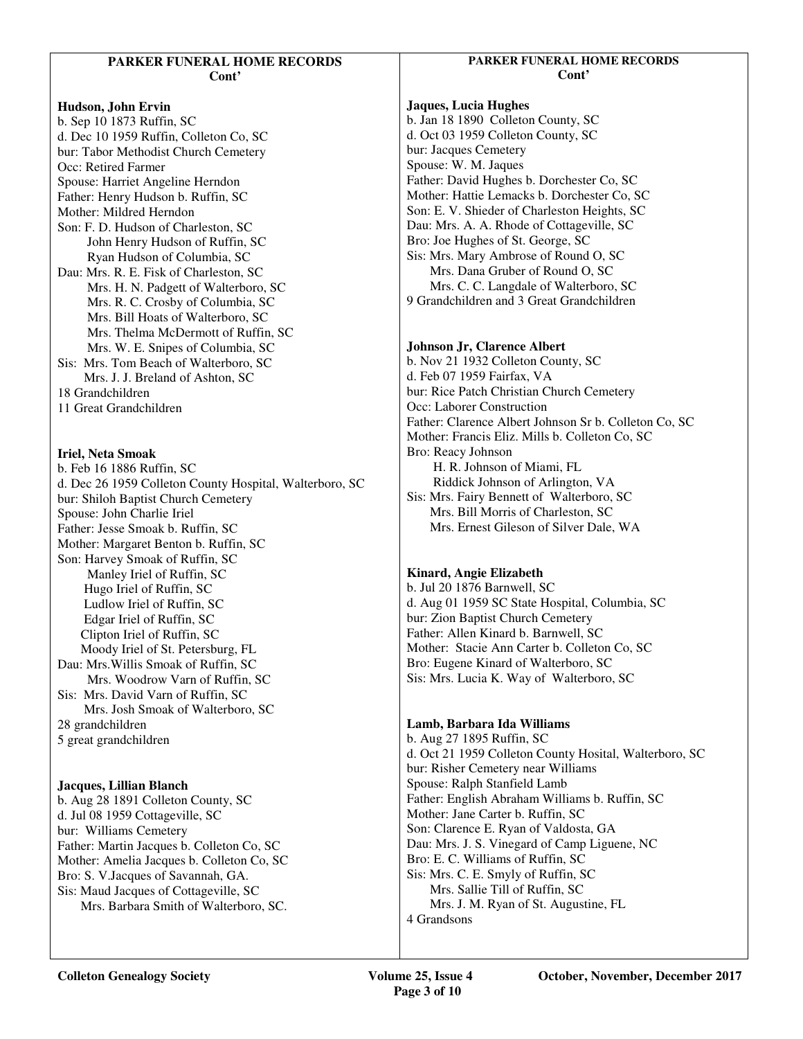## PARKER FUNERAL HOME RECORDS Cont'

**Hudson, John Ervin**
b. Sep 10 1873 Ruffin, SC
d. Dec 10 1959 Ruffin, Colleton Co, SC
bur: Tabor Methodist Church Cemetery
Occ: Retired Farmer
Spouse: Harriet Angeline Herndon
Father: Henry Hudson b. Ruffin, SC
Mother: Mildred Herndon
Son: F. D. Hudson of Charleston, SC
John Henry Hudson of Ruffin, SC
Ryan Hudson of Columbia, SC
Dau: Mrs. R. E. Fisk of Charleston, SC
Mrs. H. N. Padgett of Walterboro, SC
Mrs. R. C. Crosby of Columbia, SC
Mrs. Bill Hoats of Walterboro, SC
Mrs. Thelma McDermott of Ruffin, SC
Mrs. W. E. Snipes of Columbia, SC
Sis: Mrs. Tom Beach of Walterboro, SC
Mrs. J. J. Breland of Ashton, SC
18 Grandchildren
11 Great Grandchildren

**Iriel, Neta Smoak**
b. Feb 16 1886 Ruffin, SC
d. Dec 26 1959 Colleton County Hospital, Walterboro, SC
bur: Shiloh Baptist Church Cemetery
Spouse: John Charlie Iriel
Father: Jesse Smoak b. Ruffin, SC
Mother: Margaret Benton b. Ruffin, SC
Son: Harvey Smoak of Ruffin, SC
Manley Iriel of Ruffin, SC
Hugo Iriel of Ruffin, SC
Ludlow Iriel of Ruffin, SC
Edgar Iriel of Ruffin, SC
Clipton Iriel of Ruffin, SC
Moody Iriel of St. Petersburg, FL
Dau: Mrs.Willis Smoak of Ruffin, SC
Mrs. Woodrow Varn of Ruffin, SC
Sis: Mrs. David Varn of Ruffin, SC
Mrs. Josh Smoak of Walterboro, SC
28 grandchildren
5 great grandchildren

**Jacques, Lillian Blanch**
b. Aug 28 1891 Colleton County, SC
d. Jul 08 1959 Cottageville, SC
bur: Williams Cemetery
Father: Martin Jacques b. Colleton Co, SC
Mother: Amelia Jacques b. Colleton Co, SC
Bro: S. V.Jacques of Savannah, GA.
Sis: Maud Jacques of Cottageville, SC
Mrs. Barbara Smith of Walterboro, SC.

**Jaques, Lucia Hughes**
b. Jan 18 1890 Colleton County, SC
d. Oct 03 1959 Colleton County, SC
bur: Jacques Cemetery
Spouse: W. M. Jaques
Father: David Hughes b. Dorchester Co, SC
Mother: Hattie Lemacks b. Dorchester Co, SC
Son: E. V. Shieder of Charleston Heights, SC
Dau: Mrs. A. A. Rhode of Cottageville, SC
Bro: Joe Hughes of St. George, SC
Sis: Mrs. Mary Ambrose of Round O, SC
Mrs. Dana Gruber of Round O, SC
Mrs. C. C. Langdale of Walterboro, SC
9 Grandchildren and 3 Great Grandchildren

**Johnson Jr, Clarence Albert**
b. Nov 21 1932 Colleton County, SC
d. Feb 07 1959 Fairfax, VA
bur: Rice Patch Christian Church Cemetery
Occ: Laborer Construction
Father: Clarence Albert Johnson Sr b. Colleton Co, SC
Mother: Francis Eliz. Mills b. Colleton Co, SC
Bro: Reacy Johnson
H. R. Johnson of Miami, FL
Riddick Johnson of Arlington, VA
Sis: Mrs. Fairy Bennett of Walterboro, SC
Mrs. Bill Morris of Charleston, SC
Mrs. Ernest Gileson of Silver Dale, WA

**Kinard, Angie Elizabeth**
b. Jul 20 1876 Barnwell, SC
d. Aug 01 1959 SC State Hospital, Columbia, SC
bur: Zion Baptist Church Cemetery
Father: Allen Kinard b. Barnwell, SC
Mother: Stacie Ann Carter b. Colleton Co, SC
Bro: Eugene Kinard of Walterboro, SC
Sis: Mrs. Lucia K. Way of Walterboro, SC

**Lamb, Barbara Ida Williams**
b. Aug 27 1895 Ruffin, SC
d. Oct 21 1959 Colleton County Hosital, Walterboro, SC
bur: Risher Cemetery near Williams
Spouse: Ralph Stanfield Lamb
Father: English Abraham Williams b. Ruffin, SC
Mother: Jane Carter b. Ruffin, SC
Son: Clarence E. Ryan of Valdosta, GA
Dau: Mrs. J. S. Vinegard of Camp Liguene, NC
Bro: E. C. Williams of Ruffin, SC
Sis: Mrs. C. E. Smyly of Ruffin, SC
Mrs. Sallie Till of Ruffin, SC
Mrs. J. M. Ryan of St. Augustine, FL
4 Grandsons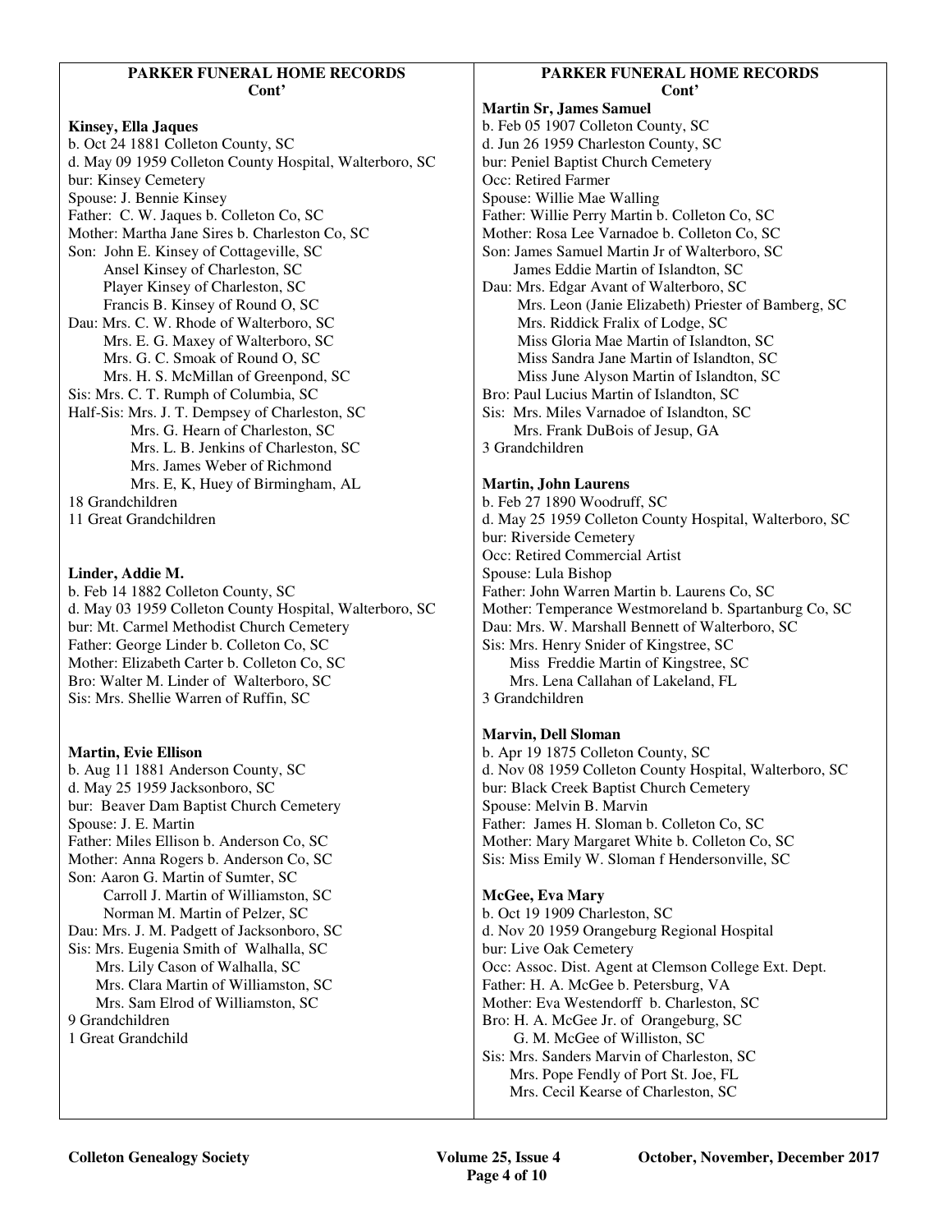## PARKER FUNERAL HOME RECORDS Cont'

**Kinsey, Ella Jaques**
b. Oct 24 1881 Colleton County, SC
d. May 09 1959 Colleton County Hospital, Walterboro, SC
bur: Kinsey Cemetery
Spouse: J. Bennie Kinsey
Father: C. W. Jaques b. Colleton Co, SC
Mother: Martha Jane Sires b. Charleston Co, SC
Son: John E. Kinsey of Cottageville, SC
Ansel Kinsey of Charleston, SC
Player Kinsey of Charleston, SC
Francis B. Kinsey of Round O, SC
Dau: Mrs. C. W. Rhode of Walterboro, SC
Mrs. E. G. Maxey of Walterboro, SC
Mrs. G. C. Smoak of Round O, SC
Mrs. H. S. McMillan of Greenpond, SC
Sis: Mrs. C. T. Rumph of Columbia, SC
Half-Sis: Mrs. J. T. Dempsey of Charleston, SC
Mrs. G. Hearn of Charleston, SC
Mrs. L. B. Jenkins of Charleston, SC
Mrs. James Weber of Richmond
Mrs. E, K, Huey of Birmingham, AL
18 Grandchildren
11 Great Grandchildren

**Linder, Addie M.**
b. Feb 14 1882 Colleton County, SC
d. May 03 1959 Colleton County Hospital, Walterboro, SC
bur: Mt. Carmel Methodist Church Cemetery
Father: George Linder b. Colleton Co, SC
Mother: Elizabeth Carter b. Colleton Co, SC
Bro: Walter M. Linder of Walterboro, SC
Sis: Mrs. Shellie Warren of Ruffin, SC

**Martin, Evie Ellison**
b. Aug 11 1881 Anderson County, SC
d. May 25 1959 Jacksonboro, SC
bur: Beaver Dam Baptist Church Cemetery
Spouse: J. E. Martin
Father: Miles Ellison b. Anderson Co, SC
Mother: Anna Rogers b. Anderson Co, SC
Son: Aaron G. Martin of Sumter, SC
Carroll J. Martin of Williamston, SC
Norman M. Martin of Pelzer, SC
Dau: Mrs. J. M. Padgett of Jacksonboro, SC
Sis: Mrs. Eugenia Smith of Walhalla, SC
Mrs. Lily Cason of Walhalla, SC
Mrs. Clara Martin of Williamston, SC
Mrs. Sam Elrod of Williamston, SC
9 Grandchildren
1 Great Grandchild

## PARKER FUNERAL HOME RECORDS Cont'

**Martin Sr, James Samuel**
b. Feb 05 1907 Colleton County, SC
d. Jun 26 1959 Charleston County, SC
bur: Peniel Baptist Church Cemetery
Occ: Retired Farmer
Spouse: Willie Mae Walling
Father: Willie Perry Martin b. Colleton Co, SC
Mother: Rosa Lee Varnadoe b. Colleton Co, SC
Son: James Samuel Martin Jr of Walterboro, SC
James Eddie Martin of Islandton, SC
Dau: Mrs. Edgar Avant of Walterboro, SC
Mrs. Leon (Janie Elizabeth) Priester of Bamberg, SC
Mrs. Riddick Fralix of Lodge, SC
Miss Gloria Mae Martin of Islandton, SC
Miss Sandra Jane Martin of Islandton, SC
Miss June Alyson Martin of Islandton, SC
Bro: Paul Lucius Martin of Islandton, SC
Sis: Mrs. Miles Varnadoe of Islandton, SC
Mrs. Frank DuBois of Jesup, GA
3 Grandchildren

**Martin, John Laurens**
b. Feb 27 1890 Woodruff, SC
d. May 25 1959 Colleton County Hospital, Walterboro, SC
bur: Riverside Cemetery
Occ: Retired Commercial Artist
Spouse: Lula Bishop
Father: John Warren Martin b. Laurens Co, SC
Mother: Temperance Westmoreland b. Spartanburg Co, SC
Dau: Mrs. W. Marshall Bennett of Walterboro, SC
Sis: Mrs. Henry Snider of Kingstree, SC
Miss Freddie Martin of Kingstree, SC
Mrs. Lena Callahan of Lakeland, FL
3 Grandchildren

**Marvin, Dell Sloman**
b. Apr 19 1875 Colleton County, SC
d. Nov 08 1959 Colleton County Hospital, Walterboro, SC
bur: Black Creek Baptist Church Cemetery
Spouse: Melvin B. Marvin
Father: James H. Sloman b. Colleton Co, SC
Mother: Mary Margaret White b. Colleton Co, SC
Sis: Miss Emily W. Sloman f Hendersonville, SC

**McGee, Eva Mary**
b. Oct 19 1909 Charleston, SC
d. Nov 20 1959 Orangeburg Regional Hospital
bur: Live Oak Cemetery
Occ: Assoc. Dist. Agent at Clemson College Ext. Dept.
Father: H. A. McGee b. Petersburg, VA
Mother: Eva Westendorff b. Charleston, SC
Bro: H. A. McGee Jr. of Orangeburg, SC
G. M. McGee of Williston, SC
Sis: Mrs. Sanders Marvin of Charleston, SC
Mrs. Pope Fendly of Port St. Joe, FL
Mrs. Cecil Kearse of Charleston, SC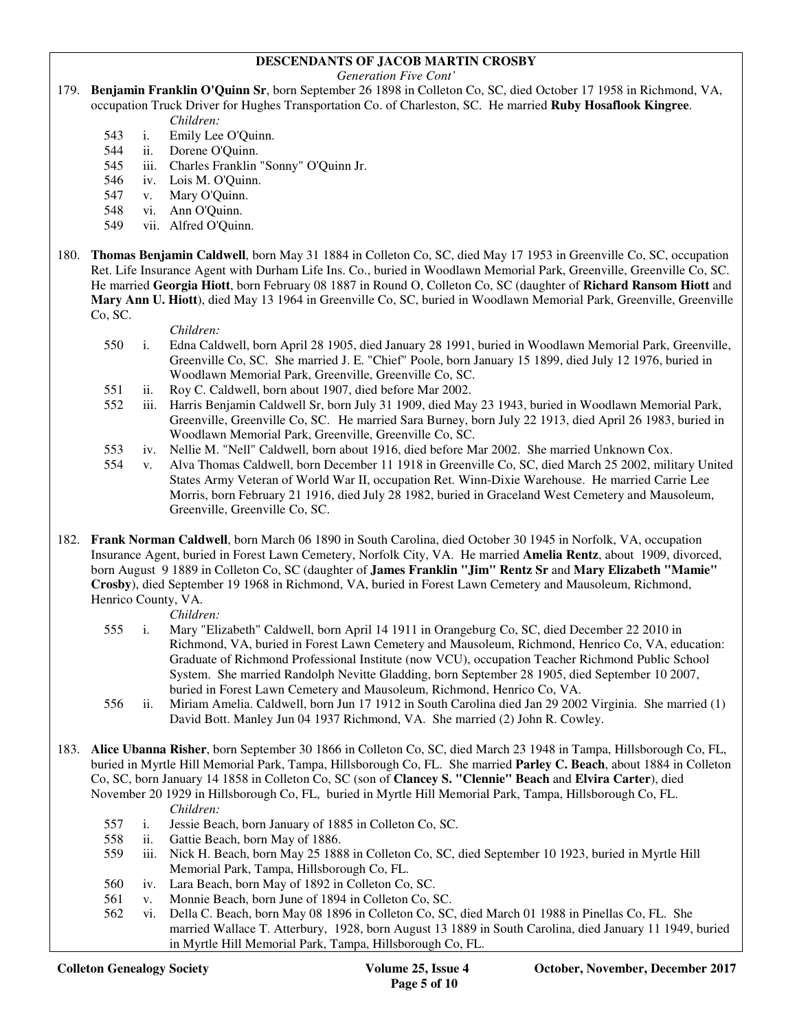**DESCENDANTS OF JACOB MARTIN CROSBY**

*Generation Five Cont'*

179. **Benjamin Franklin O'Quinn Sr**, born September 26 1898 in Colleton Co, SC, died October 17 1958 in Richmond, VA, occupation Truck Driver for Hughes Transportation Co. of Charleston, SC. He married **Ruby Hosaflook Kingree**.

   *Children:*

   - 543 i. Emily Lee O'Quinn.
   - 544 ii. Dorene O'Quinn.
   - 545 iii. Charles Franklin "Sonny" O'Quinn Jr.
   - 546 iv. Lois M. O'Quinn.
   - 547 v. Mary O'Quinn.
   - 548 vi. Ann O'Quinn.
   - 549 vii. Alfred O'Quinn.

180. **Thomas Benjamin Caldwell**, born May 31 1884 in Colleton Co, SC, died May 17 1953 in Greenville Co, SC, occupation Ret. Life Insurance Agent with Durham Life Ins. Co., buried in Woodlawn Memorial Park, Greenville, Greenville Co, SC. He married **Georgia Hiott**, born February 08 1887 in Round O, Colleton Co, SC (daughter of **Richard Ransom Hiott** and **Mary Ann U. Hiott**), died May 13 1964 in Greenville Co, SC, buried in Woodlawn Memorial Park, Greenville, Greenville Co, SC.

   *Children:*

   - 550 i. Edna Caldwell, born April 28 1905, died January 28 1991, buried in Woodlawn Memorial Park, Greenville, Greenville Co, SC. She married J. E. "Chief" Poole, born January 15 1899, died July 12 1976, buried in Woodlawn Memorial Park, Greenville, Greenville Co, SC.
   - 551 ii. Roy C. Caldwell, born about 1907, died before Mar 2002.
   - 552 iii. Harris Benjamin Caldwell Sr, born July 31 1909, died May 23 1943, buried in Woodlawn Memorial Park, Greenville, Greenville Co, SC. He married Sara Burney, born July 22 1913, died April 26 1983, buried in Woodlawn Memorial Park, Greenville, Greenville Co, SC.
   - 553 iv. Nellie M. "Nell" Caldwell, born about 1916, died before Mar 2002. She married Unknown Cox.
   - 554 v. Alva Thomas Caldwell, born December 11 1918 in Greenville Co, SC, died March 25 2002, military United States Army Veteran of World War II, occupation Ret. Winn-Dixie Warehouse. He married Carrie Lee Morris, born February 21 1916, died July 28 1982, buried in Graceland West Cemetery and Mausoleum, Greenville, Greenville Co, SC.

182. **Frank Norman Caldwell**, born March 06 1890 in South Carolina, died October 30 1945 in Norfolk, VA, occupation Insurance Agent, buried in Forest Lawn Cemetery, Norfolk City, VA. He married **Amelia Rentz**, about 1909, divorced, born August 9 1889 in Colleton Co, SC (daughter of **James Franklin "Jim" Rentz Sr** and **Mary Elizabeth "Mamie" Crosby**), died September 19 1968 in Richmond, VA, buried in Forest Lawn Cemetery and Mausoleum, Richmond, Henrico County, VA.

   *Children:*

   - 555 i. Mary "Elizabeth" Caldwell, born April 14 1911 in Orangeburg Co, SC, died December 22 2010 in Richmond, VA, buried in Forest Lawn Cemetery and Mausoleum, Richmond, Henrico Co, VA, education: Graduate of Richmond Professional Institute (now VCU), occupation Teacher Richmond Public School System. She married Randolph Nevitte Gladding, born September 28 1905, died September 10 2007, buried in Forest Lawn Cemetery and Mausoleum, Richmond, Henrico Co, VA.
   - 556 ii. Miriam Amelia. Caldwell, born Jun 17 1912 in South Carolina died Jan 29 2002 Virginia. She married (1) David Bott. Manley Jun 04 1937 Richmond, VA. She married (2) John R. Cowley.

183. **Alice Ubanna Risher**, born September 30 1866 in Colleton Co, SC, died March 23 1948 in Tampa, Hillsborough Co, FL, buried in Myrtle Hill Memorial Park, Tampa, Hillsborough Co, FL. She married **Parley C. Beach**, about 1884 in Colleton Co, SC, born January 14 1858 in Colleton Co, SC (son of **Clancey S. "Clennie" Beach** and **Elvira Carter**), died November 20 1929 in Hillsborough Co, FL, buried in Myrtle Hill Memorial Park, Tampa, Hillsborough Co, FL.

   *Children:*

   - 557 i. Jessie Beach, born January of 1885 in Colleton Co, SC.
   - 558 ii. Gattie Beach, born May of 1886.
   - 559 iii. Nick H. Beach, born May 25 1888 in Colleton Co, SC, died September 10 1923, buried in Myrtle Hill Memorial Park, Tampa, Hillsborough Co, FL.
   - 560 iv. Lara Beach, born May of 1892 in Colleton Co, SC.
   - 561 v. Monnie Beach, born June of 1894 in Colleton Co, SC.
   - 562 vi. Della C. Beach, born May 08 1896 in Colleton Co, SC, died March 01 1988 in Pinellas Co, FL. She married Wallace T. Atterbury, 1928, born August 13 1889 in South Carolina, died January 11 1949, buried in Myrtle Hill Memorial Park, Tampa, Hillsborough Co, FL.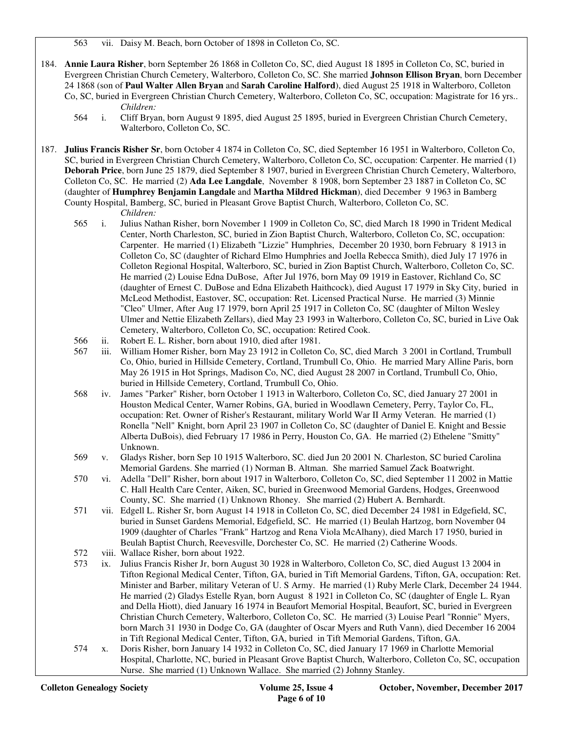563 vii. Daisy M. Beach, born October of 1898 in Colleton Co, SC.

184. **Annie Laura Risher**, born September 26 1868 in Colleton Co, SC, died August 18 1895 in Colleton Co, SC, buried in Evergreen Christian Church Cemetery, Walterboro, Colleton Co, SC. She married **Johnson Ellison Bryan**, born December 24 1868 (son of **Paul Walter Allen Bryan** and **Sarah Caroline Halford**), died August 25 1918 in Walterboro, Colleton Co, SC, buried in Evergreen Christian Church Cemetery, Walterboro, Colleton Co, SC, occupation: Magistrate for 16 yrs..

*Children:*

564 i. Cliff Bryan, born August 9 1895, died August 25 1895, buried in Evergreen Christian Church Cemetery, Walterboro, Colleton Co, SC.

187. **Julius Francis Risher Sr**, born October 4 1874 in Colleton Co, SC, died September 16 1951 in Walterboro, Colleton Co, SC, buried in Evergreen Christian Church Cemetery, Walterboro, Colleton Co, SC, occupation: Carpenter. He married (1) **Deborah Price**, born June 25 1879, died September 8 1907, buried in Evergreen Christian Church Cemetery, Walterboro, Colleton Co, SC. He married (2) **Ada Lee Langdale**, November 8 1908, born September 23 1887 in Colleton Co, SC (daughter of **Humphrey Benjamin Langdale** and **Martha Mildred Hickman**), died December 9 1963 in Bamberg County Hospital, Bamberg, SC, buried in Pleasant Grove Baptist Church, Walterboro, Colleton Co, SC.

*Children:*

565 i. Julius Nathan Risher, born November 1 1909 in Colleton Co, SC, died March 18 1990 in Trident Medical Center, North Charleston, SC, buried in Zion Baptist Church, Walterboro, Colleton Co, SC, occupation: Carpenter. He married (1) Elizabeth "Lizzie" Humphries, December 20 1930, born February 8 1913 in Colleton Co, SC (daughter of Richard Elmo Humphries and Joella Rebecca Smith), died July 17 1976 in Colleton Regional Hospital, Walterboro, SC, buried in Zion Baptist Church, Walterboro, Colleton Co, SC. He married (2) Louise Edna DuBose, After Jul 1976, born May 09 1919 in Eastover, Richland Co, SC (daughter of Ernest C. DuBose and Edna Elizabeth Haithcock), died August 17 1979 in Sky City, buried in McLeod Methodist, Eastover, SC, occupation: Ret. Licensed Practical Nurse. He married (3) Minnie "Cleo" Ulmer, After Aug 17 1979, born April 25 1917 in Colleton Co, SC (daughter of Milton Wesley Ulmer and Nettie Elizabeth Zellars), died May 23 1993 in Walterboro, Colleton Co, SC, buried in Live Oak Cemetery, Walterboro, Colleton Co, SC, occupation: Retired Cook.

566 ii. Robert E. L. Risher, born about 1910, died after 1981.

567 iii. William Homer Risher, born May 23 1912 in Colleton Co, SC, died March 3 2001 in Cortland, Trumbull Co, Ohio, buried in Hillside Cemetery, Cortland, Trumbull Co, Ohio. He married Mary Alline Paris, born May 26 1915 in Hot Springs, Madison Co, NC, died August 28 2007 in Cortland, Trumbull Co, Ohio, buried in Hillside Cemetery, Cortland, Trumbull Co, Ohio.

568 iv. James "Parker" Risher, born October 1 1913 in Walterboro, Colleton Co, SC, died January 27 2001 in Houston Medical Center, Warner Robins, GA, buried in Woodlawn Cemetery, Perry, Taylor Co, FL, occupation: Ret. Owner of Risher's Restaurant, military World War II Army Veteran. He married (1) Ronella "Nell" Knight, born April 23 1907 in Colleton Co, SC (daughter of Daniel E. Knight and Bessie Alberta DuBois), died February 17 1986 in Perry, Houston Co, GA. He married (2) Ethelene "Smitty" Unknown.

569 v. Gladys Risher, born Sep 10 1915 Walterboro, SC. died Jun 20 2001 N. Charleston, SC buried Carolina Memorial Gardens. She married (1) Norman B. Altman. She married Samuel Zack Boatwright.

570 vi. Adella "Dell" Risher, born about 1917 in Walterboro, Colleton Co, SC, died September 11 2002 in Mattie C. Hall Health Care Center, Aiken, SC, buried in Greenwood Memorial Gardens, Hodges, Greenwood County, SC. She married (1) Unknown Rhoney. She married (2) Hubert A. Bernhardt.

571 vii. Edgell L. Risher Sr, born August 14 1918 in Colleton Co, SC, died December 24 1981 in Edgefield, SC, buried in Sunset Gardens Memorial, Edgefield, SC. He married (1) Beulah Hartzog, born November 04 1909 (daughter of Charles "Frank" Hartzog and Rena Viola McAlhany), died March 17 1950, buried in Beulah Baptist Church, Reevesville, Dorchester Co, SC. He married (2) Catherine Woods.

572 viii. Wallace Risher, born about 1922.

573 ix. Julius Francis Risher Jr, born August 30 1928 in Walterboro, Colleton Co, SC, died August 13 2004 in Tifton Regional Medical Center, Tifton, GA, buried in Tift Memorial Gardens, Tifton, GA, occupation: Ret. Minister and Barber, military Veteran of U. S Army. He married (1) Ruby Merle Clark, December 24 1944. He married (2) Gladys Estelle Ryan, born August 8 1921 in Colleton Co, SC (daughter of Engle L. Ryan and Della Hiott), died January 16 1974 in Beaufort Memorial Hospital, Beaufort, SC, buried in Evergreen Christian Church Cemetery, Walterboro, Colleton Co, SC. He married (3) Louise Pearl "Ronnie" Myers, born March 31 1930 in Dodge Co, GA (daughter of Oscar Myers and Ruth Vann), died December 16 2004 in Tift Regional Medical Center, Tifton, GA, buried in Tift Memorial Gardens, Tifton, GA.

574 x. Doris Risher, born January 14 1932 in Colleton Co, SC, died January 17 1969 in Charlotte Memorial Hospital, Charlotte, NC, buried in Pleasant Grove Baptist Church, Walterboro, Colleton Co, SC, occupation Nurse. She married (1) Unknown Wallace. She married (2) Johnny Stanley.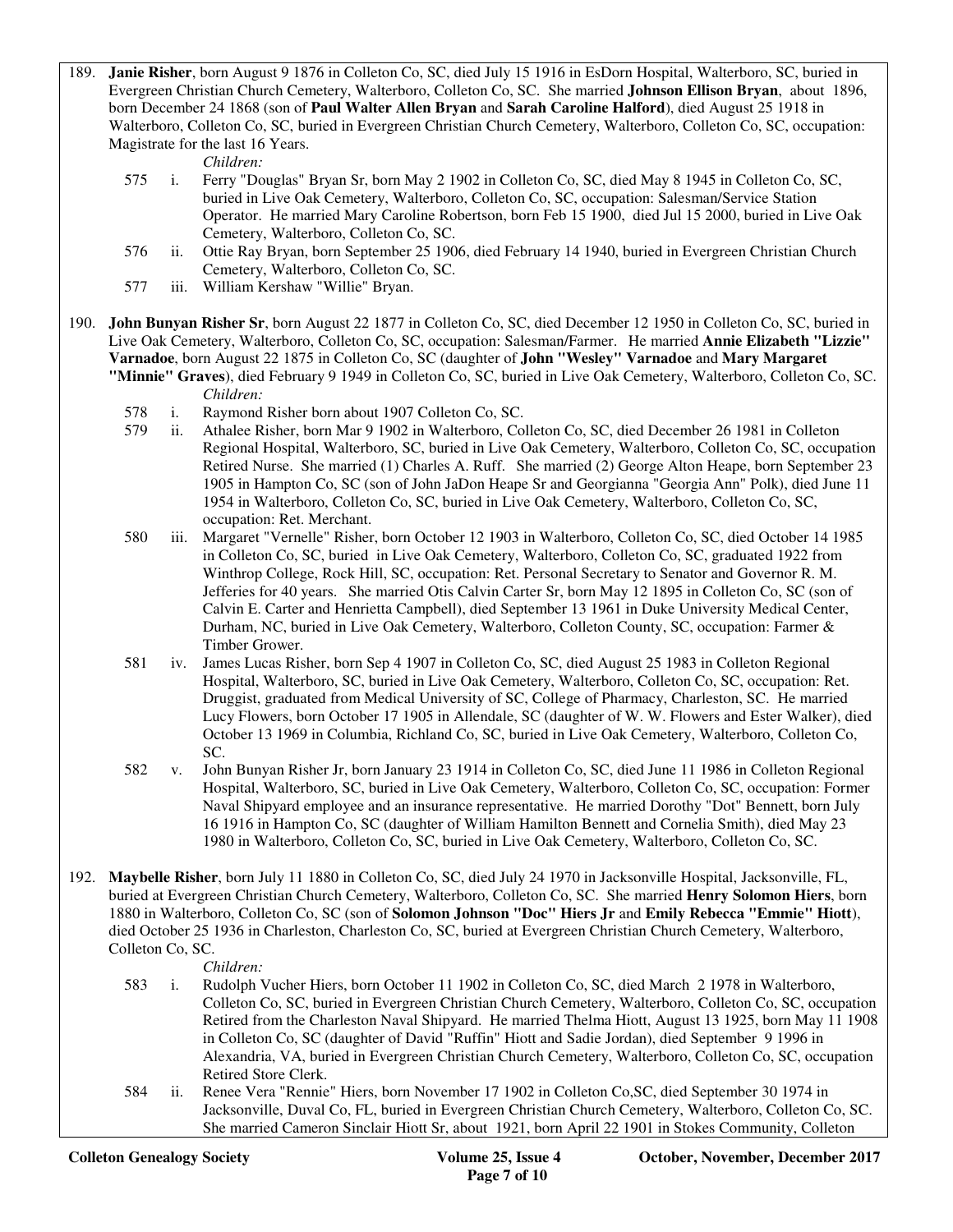189. **Janie Risher**, born August 9 1876 in Colleton Co, SC, died July 15 1916 in EsDorn Hospital, Walterboro, SC, buried in Evergreen Christian Church Cemetery, Walterboro, Colleton Co, SC. She married **Johnson Ellison Bryan**, about 1896, born December 24 1868 (son of **Paul Walter Allen Bryan** and **Sarah Caroline Halford**), died August 25 1918 in Walterboro, Colleton Co, SC, buried in Evergreen Christian Church Cemetery, Walterboro, Colleton Co, SC, occupation: Magistrate for the last 16 Years.

*Children:*

- 575 i. Ferry "Douglas" Bryan Sr, born May 2 1902 in Colleton Co, SC, died May 8 1945 in Colleton Co, SC, buried in Live Oak Cemetery, Walterboro, Colleton Co, SC, occupation: Salesman/Service Station Operator. He married Mary Caroline Robertson, born Feb 15 1900, died Jul 15 2000, buried in Live Oak Cemetery, Walterboro, Colleton Co, SC.
- 576 ii. Ottie Ray Bryan, born September 25 1906, died February 14 1940, buried in Evergreen Christian Church Cemetery, Walterboro, Colleton Co, SC.
- 577 iii. William Kershaw "Willie" Bryan.

190. **John Bunyan Risher Sr**, born August 22 1877 in Colleton Co, SC, died December 12 1950 in Colleton Co, SC, buried in Live Oak Cemetery, Walterboro, Colleton Co, SC, occupation: Salesman/Farmer. He married **Annie Elizabeth "Lizzie" Varnadoe**, born August 22 1875 in Colleton Co, SC (daughter of **John "Wesley" Varnadoe** and **Mary Margaret "Minnie" Graves**), died February 9 1949 in Colleton Co, SC, buried in Live Oak Cemetery, Walterboro, Colleton Co, SC.

*Children:*

- 578 i. Raymond Risher born about 1907 Colleton Co, SC.
- 579 ii. Athalee Risher, born Mar 9 1902 in Walterboro, Colleton Co, SC, died December 26 1981 in Colleton Regional Hospital, Walterboro, SC, buried in Live Oak Cemetery, Walterboro, Colleton Co, SC, occupation Retired Nurse. She married (1) Charles A. Ruff. She married (2) George Alton Heape, born September 23 1905 in Hampton Co, SC (son of John JaDon Heape Sr and Georgianna "Georgia Ann" Polk), died June 11 1954 in Walterboro, Colleton Co, SC, buried in Live Oak Cemetery, Walterboro, Colleton Co, SC, occupation: Ret. Merchant.
- 580 iii. Margaret "Vernelle" Risher, born October 12 1903 in Walterboro, Colleton Co, SC, died October 14 1985 in Colleton Co, SC, buried in Live Oak Cemetery, Walterboro, Colleton Co, SC, graduated 1922 from Winthrop College, Rock Hill, SC, occupation: Ret. Personal Secretary to Senator and Governor R. M. Jefferies for 40 years. She married Otis Calvin Carter Sr, born May 12 1895 in Colleton Co, SC (son of Calvin E. Carter and Henrietta Campbell), died September 13 1961 in Duke University Medical Center, Durham, NC, buried in Live Oak Cemetery, Walterboro, Colleton County, SC, occupation: Farmer & Timber Grower.
- 581 iv. James Lucas Risher, born Sep 4 1907 in Colleton Co, SC, died August 25 1983 in Colleton Regional Hospital, Walterboro, SC, buried in Live Oak Cemetery, Walterboro, Colleton Co, SC, occupation: Ret. Druggist, graduated from Medical University of SC, College of Pharmacy, Charleston, SC. He married Lucy Flowers, born October 17 1905 in Allendale, SC (daughter of W. W. Flowers and Ester Walker), died October 13 1969 in Columbia, Richland Co, SC, buried in Live Oak Cemetery, Walterboro, Colleton Co, SC.
- 582 v. John Bunyan Risher Jr, born January 23 1914 in Colleton Co, SC, died June 11 1986 in Colleton Regional Hospital, Walterboro, SC, buried in Live Oak Cemetery, Walterboro, Colleton Co, SC, occupation: Former Naval Shipyard employee and an insurance representative. He married Dorothy "Dot" Bennett, born July 16 1916 in Hampton Co, SC (daughter of William Hamilton Bennett and Cornelia Smith), died May 23 1980 in Walterboro, Colleton Co, SC, buried in Live Oak Cemetery, Walterboro, Colleton Co, SC.

192. **Maybelle Risher**, born July 11 1880 in Colleton Co, SC, died July 24 1970 in Jacksonville Hospital, Jacksonville, FL, buried at Evergreen Christian Church Cemetery, Walterboro, Colleton Co, SC. She married **Henry Solomon Hiers**, born 1880 in Walterboro, Colleton Co, SC (son of **Solomon Johnson "Doc" Hiers Jr** and **Emily Rebecca "Emmie" Hiott**), died October 25 1936 in Charleston, Charleston Co, SC, buried at Evergreen Christian Church Cemetery, Walterboro, Colleton Co, SC.

*Children:*

- 583 i. Rudolph Vucher Hiers, born October 11 1902 in Colleton Co, SC, died March 2 1978 in Walterboro, Colleton Co, SC, buried in Evergreen Christian Church Cemetery, Walterboro, Colleton Co, SC, occupation Retired from the Charleston Naval Shipyard. He married Thelma Hiott, August 13 1925, born May 11 1908 in Colleton Co, SC (daughter of David "Ruffin" Hiott and Sadie Jordan), died September 9 1996 in Alexandria, VA, buried in Evergreen Christian Church Cemetery, Walterboro, Colleton Co, SC, occupation Retired Store Clerk.
- 584 ii. Renee Vera "Rennie" Hiers, born November 17 1902 in Colleton Co,SC, died September 30 1974 in Jacksonville, Duval Co, FL, buried in Evergreen Christian Church Cemetery, Walterboro, Colleton Co, SC. She married Cameron Sinclair Hiott Sr, about 1921, born April 22 1901 in Stokes Community, Colleton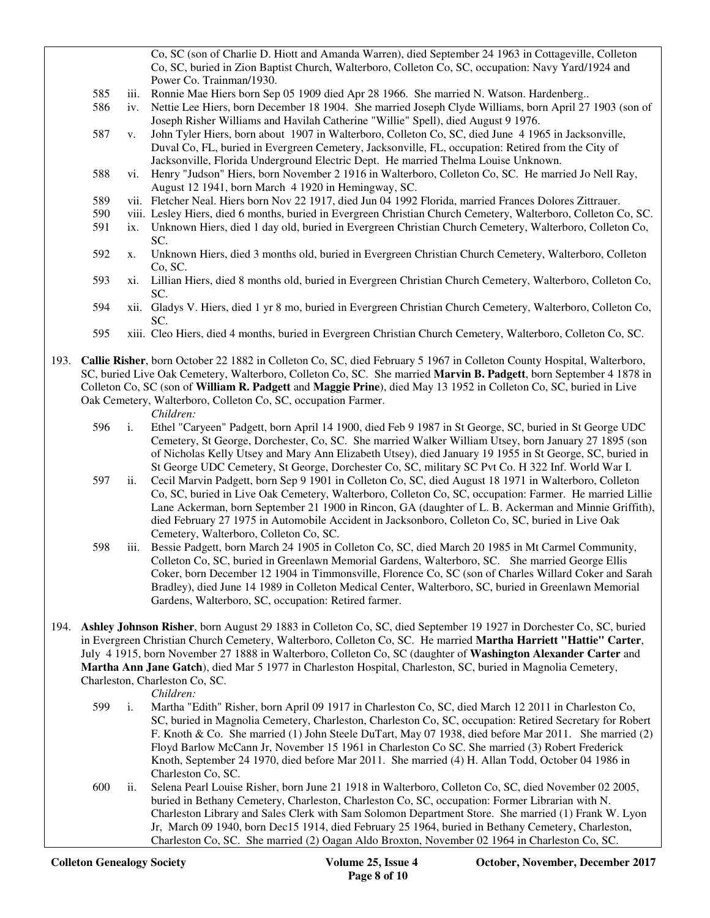Co, SC (son of Charlie D. Hiott and Amanda Warren), died September 24 1963 in Cottageville, Colleton Co, SC, buried in Zion Baptist Church, Walterboro, Colleton Co, SC, occupation: Navy Yard/1924 and Power Co. Trainman/1930.

585 iii. Ronnie Mae Hiers born Sep 05 1909 died Apr 28 1966. She married N. Watson. Hardenberg..

586 iv. Nettie Lee Hiers, born December 18 1904. She married Joseph Clyde Williams, born April 27 1903 (son of Joseph Risher Williams and Havilah Catherine "Willie" Spell), died August 9 1976.

587 v. John Tyler Hiers, born about 1907 in Walterboro, Colleton Co, SC, died June 4 1965 in Jacksonville, Duval Co, FL, buried in Evergreen Cemetery, Jacksonville, FL, occupation: Retired from the City of Jacksonville, Florida Underground Electric Dept. He married Thelma Louise Unknown.

588 vi. Henry "Judson" Hiers, born November 2 1916 in Walterboro, Colleton Co, SC. He married Jo Nell Ray, August 12 1941, born March 4 1920 in Hemingway, SC.

589 vii. Fletcher Neal. Hiers born Nov 22 1917, died Jun 04 1992 Florida, married Frances Dolores Zittrauer.

590 viii. Lesley Hiers, died 6 months, buried in Evergreen Christian Church Cemetery, Walterboro, Colleton Co, SC.

591 ix. Unknown Hiers, died 1 day old, buried in Evergreen Christian Church Cemetery, Walterboro, Colleton Co, SC.

592 x. Unknown Hiers, died 3 months old, buried in Evergreen Christian Church Cemetery, Walterboro, Colleton Co, SC.

593 xi. Lillian Hiers, died 8 months old, buried in Evergreen Christian Church Cemetery, Walterboro, Colleton Co, SC.

594 xii. Gladys V. Hiers, died 1 yr 8 mo, buried in Evergreen Christian Church Cemetery, Walterboro, Colleton Co, SC.

595 xiii. Cleo Hiers, died 4 months, buried in Evergreen Christian Church Cemetery, Walterboro, Colleton Co, SC.

193. **Callie Risher**, born October 22 1882 in Colleton Co, SC, died February 5 1967 in Colleton County Hospital, Walterboro, SC, buried Live Oak Cemetery, Walterboro, Colleton Co, SC. She married **Marvin B. Padgett**, born September 4 1878 in Colleton Co, SC (son of **William R. Padgett** and **Maggie Prine**), died May 13 1952 in Colleton Co, SC, buried in Live Oak Cemetery, Walterboro, Colleton Co, SC, occupation Farmer.

*Children:*

596 i. Ethel "Caryeen" Padgett, born April 14 1900, died Feb 9 1987 in St George, SC, buried in St George UDC Cemetery, St George, Dorchester, Co, SC. She married Walker William Utsey, born January 27 1895 (son of Nicholas Kelly Utsey and Mary Ann Elizabeth Utsey), died January 19 1955 in St George, SC, buried in St George UDC Cemetery, St George, Dorchester Co, SC, military SC Pvt Co. H 322 Inf. World War I.

597 ii. Cecil Marvin Padgett, born Sep 9 1901 in Colleton Co, SC, died August 18 1971 in Walterboro, Colleton Co, SC, buried in Live Oak Cemetery, Walterboro, Colleton Co, SC, occupation: Farmer. He married Lillie Lane Ackerman, born September 21 1900 in Rincon, GA (daughter of L. B. Ackerman and Minnie Griffith), died February 27 1975 in Automobile Accident in Jacksonboro, Colleton Co, SC, buried in Live Oak Cemetery, Walterboro, Colleton Co, SC.

598 iii. Bessie Padgett, born March 24 1905 in Colleton Co, SC, died March 20 1985 in Mt Carmel Community, Colleton Co, SC, buried in Greenlawn Memorial Gardens, Walterboro, SC. She married George Ellis Coker, born December 12 1904 in Timmonsville, Florence Co, SC (son of Charles Willard Coker and Sarah Bradley), died June 14 1989 in Colleton Medical Center, Walterboro, SC, buried in Greenlawn Memorial Gardens, Walterboro, SC, occupation: Retired farmer.

194. **Ashley Johnson Risher**, born August 29 1883 in Colleton Co, SC, died September 19 1927 in Dorchester Co, SC, buried in Evergreen Christian Church Cemetery, Walterboro, Colleton Co, SC. He married **Martha Harriett "Hattie" Carter**, July 4 1915, born November 27 1888 in Walterboro, Colleton Co, SC (daughter of **Washington Alexander Carter** and **Martha Ann Jane Gatch**), died Mar 5 1977 in Charleston Hospital, Charleston, SC, buried in Magnolia Cemetery, Charleston, Charleston Co, SC.

*Children:*

599 i. Martha "Edith" Risher, born April 09 1917 in Charleston Co, SC, died March 12 2011 in Charleston Co, SC, buried in Magnolia Cemetery, Charleston, Charleston Co, SC, occupation: Retired Secretary for Robert F. Knoth & Co. She married (1) John Steele DuTart, May 07 1938, died before Mar 2011. She married (2) Floyd Barlow McCann Jr, November 15 1961 in Charleston Co SC. She married (3) Robert Frederick Knoth, September 24 1970, died before Mar 2011. She married (4) H. Allan Todd, October 04 1986 in Charleston Co, SC.

600 ii. Selena Pearl Louise Risher, born June 21 1918 in Walterboro, Colleton Co, SC, died November 02 2005, buried in Bethany Cemetery, Charleston, Charleston Co, SC, occupation: Former Librarian with N. Charleston Library and Sales Clerk with Sam Solomon Department Store. She married (1) Frank W. Lyon Jr, March 09 1940, born Dec15 1914, died February 25 1964, buried in Bethany Cemetery, Charleston, Charleston Co, SC. She married (2) Oagan Aldo Broxton, November 02 1964 in Charleston Co, SC.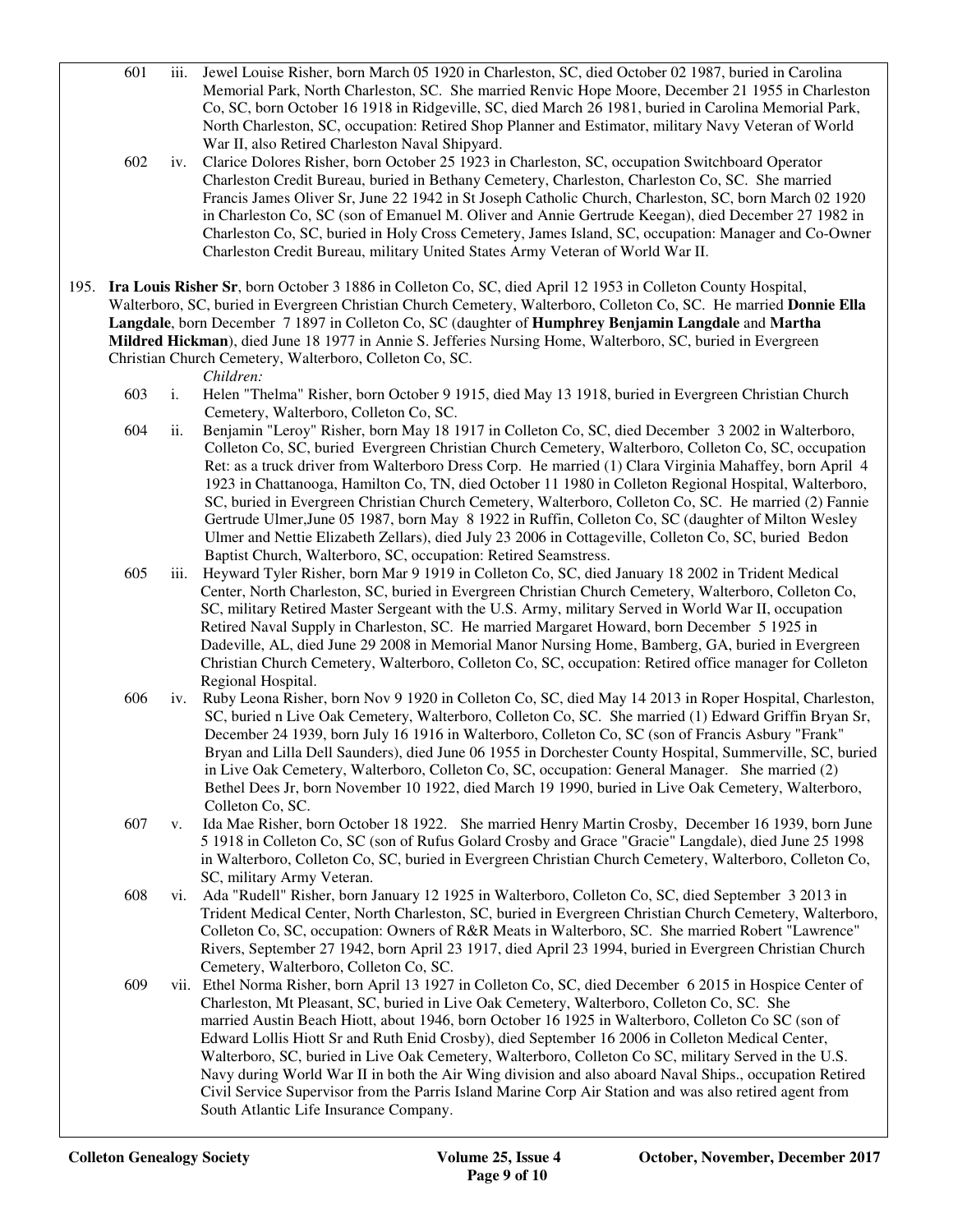601 iii. Jewel Louise Risher, born March 05 1920 in Charleston, SC, died October 02 1987, buried in Carolina Memorial Park, North Charleston, SC. She married Renvic Hope Moore, December 21 1955 in Charleston Co, SC, born October 16 1918 in Ridgeville, SC, died March 26 1981, buried in Carolina Memorial Park, North Charleston, SC, occupation: Retired Shop Planner and Estimator, military Navy Veteran of World War II, also Retired Charleston Naval Shipyard.

602 iv. Clarice Dolores Risher, born October 25 1923 in Charleston, SC, occupation Switchboard Operator Charleston Credit Bureau, buried in Bethany Cemetery, Charleston, Charleston Co, SC. She married Francis James Oliver Sr, June 22 1942 in St Joseph Catholic Church, Charleston, SC, born March 02 1920 in Charleston Co, SC (son of Emanuel M. Oliver and Annie Gertrude Keegan), died December 27 1982 in Charleston Co, SC, buried in Holy Cross Cemetery, James Island, SC, occupation: Manager and Co-Owner Charleston Credit Bureau, military United States Army Veteran of World War II.

195. **Ira Louis Risher Sr**, born October 3 1886 in Colleton Co, SC, died April 12 1953 in Colleton County Hospital, Walterboro, SC, buried in Evergreen Christian Church Cemetery, Walterboro, Colleton Co, SC. He married **Donnie Ella Langdale**, born December 7 1897 in Colleton Co, SC (daughter of **Humphrey Benjamin Langdale** and **Martha Mildred Hickman**), died June 18 1977 in Annie S. Jefferies Nursing Home, Walterboro, SC, buried in Evergreen Christian Church Cemetery, Walterboro, Colleton Co, SC.

*Children:*

603 i. Helen "Thelma" Risher, born October 9 1915, died May 13 1918, buried in Evergreen Christian Church Cemetery, Walterboro, Colleton Co, SC.

604 ii. Benjamin "Leroy" Risher, born May 18 1917 in Colleton Co, SC, died December 3 2002 in Walterboro, Colleton Co, SC, buried Evergreen Christian Church Cemetery, Walterboro, Colleton Co, SC, occupation Ret: as a truck driver from Walterboro Dress Corp. He married (1) Clara Virginia Mahaffey, born April 4 1923 in Chattanooga, Hamilton Co, TN, died October 11 1980 in Colleton Regional Hospital, Walterboro, SC, buried in Evergreen Christian Church Cemetery, Walterboro, Colleton Co, SC. He married (2) Fannie Gertrude Ulmer,June 05 1987, born May 8 1922 in Ruffin, Colleton Co, SC (daughter of Milton Wesley Ulmer and Nettie Elizabeth Zellars), died July 23 2006 in Cottageville, Colleton Co, SC, buried Bedon Baptist Church, Walterboro, SC, occupation: Retired Seamstress.

605 iii. Heyward Tyler Risher, born Mar 9 1919 in Colleton Co, SC, died January 18 2002 in Trident Medical Center, North Charleston, SC, buried in Evergreen Christian Church Cemetery, Walterboro, Colleton Co, SC, military Retired Master Sergeant with the U.S. Army, military Served in World War II, occupation Retired Naval Supply in Charleston, SC. He married Margaret Howard, born December 5 1925 in Dadeville, AL, died June 29 2008 in Memorial Manor Nursing Home, Bamberg, GA, buried in Evergreen Christian Church Cemetery, Walterboro, Colleton Co, SC, occupation: Retired office manager for Colleton Regional Hospital.

606 iv. Ruby Leona Risher, born Nov 9 1920 in Colleton Co, SC, died May 14 2013 in Roper Hospital, Charleston, SC, buried n Live Oak Cemetery, Walterboro, Colleton Co, SC. She married (1) Edward Griffin Bryan Sr, December 24 1939, born July 16 1916 in Walterboro, Colleton Co, SC (son of Francis Asbury "Frank" Bryan and Lilla Dell Saunders), died June 06 1955 in Dorchester County Hospital, Summerville, SC, buried in Live Oak Cemetery, Walterboro, Colleton Co, SC, occupation: General Manager. She married (2) Bethel Dees Jr, born November 10 1922, died March 19 1990, buried in Live Oak Cemetery, Walterboro, Colleton Co, SC.

607 v. Ida Mae Risher, born October 18 1922. She married Henry Martin Crosby, December 16 1939, born June 5 1918 in Colleton Co, SC (son of Rufus Golard Crosby and Grace "Gracie" Langdale), died June 25 1998 in Walterboro, Colleton Co, SC, buried in Evergreen Christian Church Cemetery, Walterboro, Colleton Co, SC, military Army Veteran.

608 vi. Ada "Rudell" Risher, born January 12 1925 in Walterboro, Colleton Co, SC, died September 3 2013 in Trident Medical Center, North Charleston, SC, buried in Evergreen Christian Church Cemetery, Walterboro, Colleton Co, SC, occupation: Owners of R&R Meats in Walterboro, SC. She married Robert "Lawrence" Rivers, September 27 1942, born April 23 1917, died April 23 1994, buried in Evergreen Christian Church Cemetery, Walterboro, Colleton Co, SC.

609 vii. Ethel Norma Risher, born April 13 1927 in Colleton Co, SC, died December 6 2015 in Hospice Center of Charleston, Mt Pleasant, SC, buried in Live Oak Cemetery, Walterboro, Colleton Co, SC. She married Austin Beach Hiott, about 1946, born October 16 1925 in Walterboro, Colleton Co SC (son of Edward Lollis Hiott Sr and Ruth Enid Crosby), died September 16 2006 in Colleton Medical Center, Walterboro, SC, buried in Live Oak Cemetery, Walterboro, Colleton Co SC, military Served in the U.S. Navy during World War II in both the Air Wing division and also aboard Naval Ships., occupation Retired Civil Service Supervisor from the Parris Island Marine Corp Air Station and was also retired agent from South Atlantic Life Insurance Company.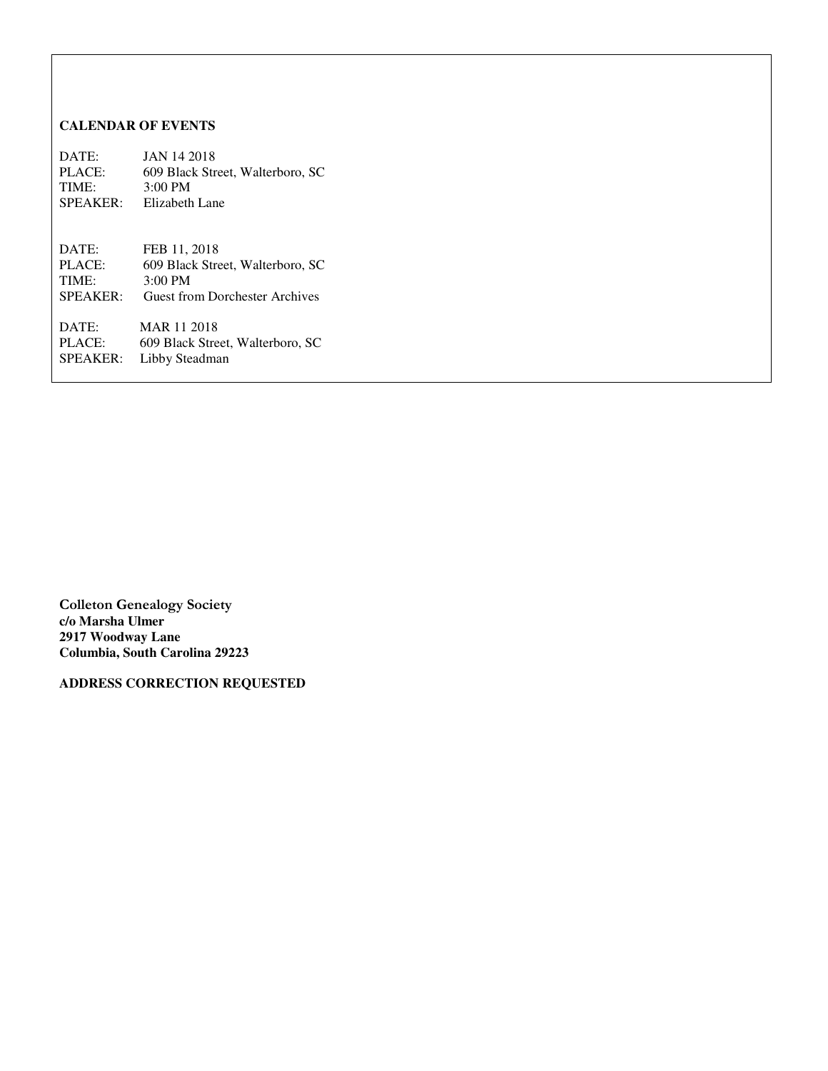**CALENDAR OF EVENTS**

DATE: JAN 14 2018
PLACE: 609 Black Street, Walterboro, SC
TIME: 3:00 PM
SPEAKER: Elizabeth Lane

DATE: FEB 11, 2018
PLACE: 609 Black Street, Walterboro, SC
TIME: 3:00 PM
SPEAKER: Guest from Dorchester Archives

DATE: MAR 11 2018
PLACE: 609 Black Street, Walterboro, SC
SPEAKER: Libby Steadman

**Colleton Genealogy Society**
**c/o Marsha Ulmer**
**2917 Woodway Lane**
**Columbia, South Carolina 29223**

**ADDRESS CORRECTION REQUESTED**